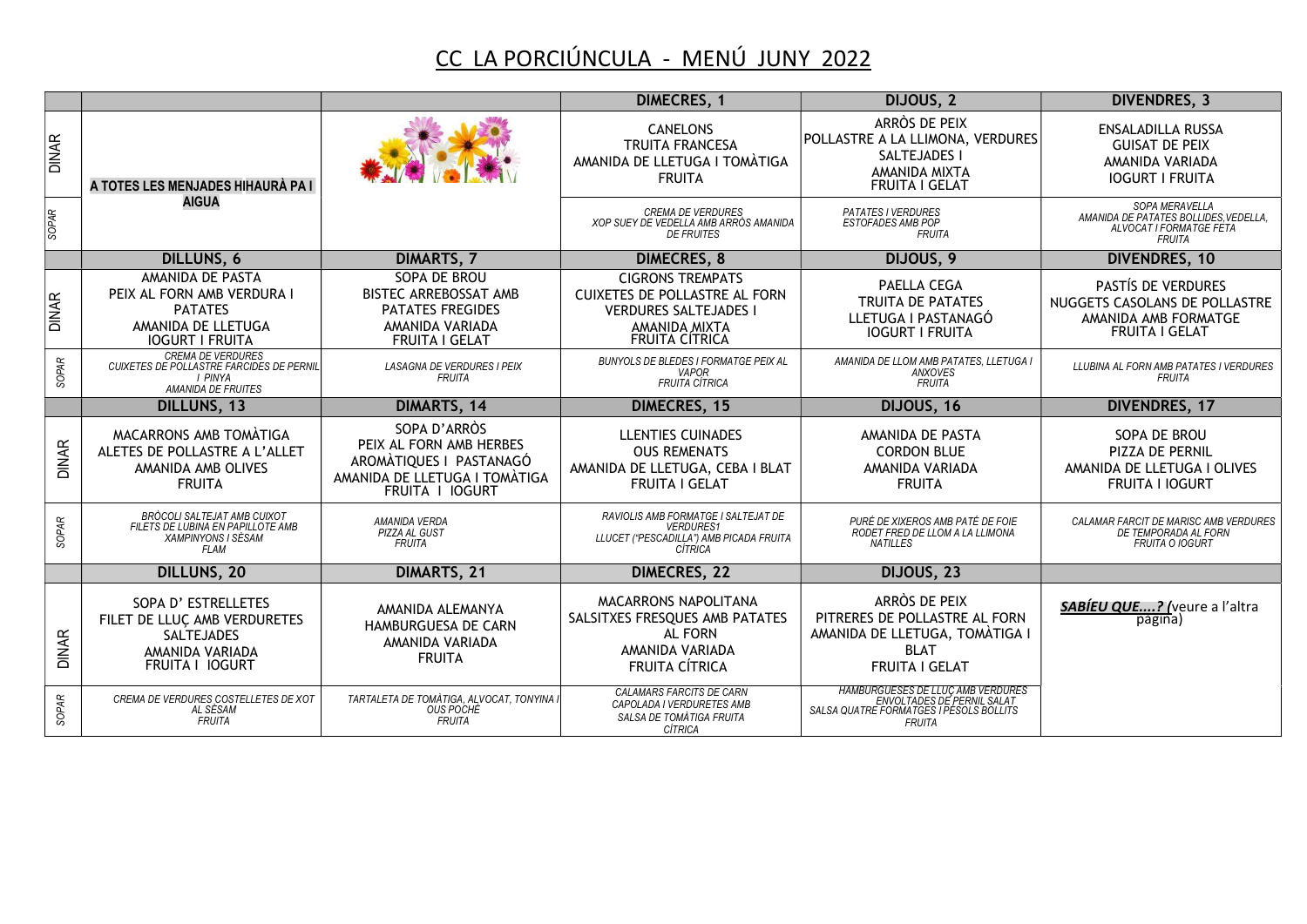# CC LA PORCIÚNCULA - MENÚ JUNY 2022

| | | | DIMECRES, 1 | DIJOUS, 2 | DIVENDRES, 3 |
|---|---|---|---|---|---|
| DINAR | A TOTES LES MENJADES HIHAURÀ PA I AIGUA | | CANELONS<br>TRUITA FRANCESA<br>AMANIDA DE LLETUGA I TOMÀTIGA<br>FRUITA | ARRÒS DE PEIX<br>POLLASTRE A LA LLIMONA, VERDURES SALTEJADES I<br>AMANIDA MIXTA<br>FRUITA I GELAT | ENSALADILLA RUSSA<br>GUISAT DE PEIX<br>AMANIDA VARIADA<br>IOGURT I FRUITA |
| SOPAR | | | *CREMA DE VERDURES<br>XOP SUEY DE VEDELLA AMB ARRÒS AMANIDA DE FRUITES* | *PATATES I VERDURES<br>ESTOFADES AMB POP<br>FRUITA* | *SOPA MERAVELLA<br>AMANIDA DE PATATES BOLLIDES,VEDELLA, ALVOCAT I FORMATGE FETA<br>FRUITA* |
| | **DILLUNS, 6** | **DIMARTS, 7** | **DIMECRES, 8** | **DIJOUS, 9** | **DIVENDRES, 10** |
| DINAR | AMANIDA DE PASTA<br>PEIX AL FORN AMB VERDURA I PATATES<br>AMANIDA DE LLETUGA<br>IOGURT I FRUITA | SOPA DE BROU<br>BISTEC ARREBOSSAT AMB PATATES FREGIDES<br>AMANIDA VARIADA<br>FRUITA I GELAT | CIGRONS TREMPATS<br>CUIXETES DE POLLASTRE AL FORN VERDURES SALTEJADES I<br>AMANIDA MIXTA<br>FRUITA CÍTRICA | PAELLA CEGA<br>TRUITA DE PATATES<br>LLETUGA I PASTANAGÓ<br>IOGURT I FRUITA | PASTÍS DE VERDURES<br>NUGGETS CASOLANS DE POLLASTRE<br>AMANIDA AMB FORMATGE<br>FRUITA I GELAT |
| SOPAR | *CREMA DE VERDURES<br>CUIXETES DE POLLASTRE FARCIDES DE PERNIL I PINYA<br>AMANIDA DE FRUITES* | *LASAGNA DE VERDURES I PEIX<br>FRUITA* | *BUNYOLS DE BLEDES I FORMATGE PEIX AL VAPOR<br>FRUITA CÍTRICA* | *AMANIDA DE LLOM AMB PATATES, LLETUGA I ANXOVES<br>FRUITA* | *LLUBINA AL FORN AMB PATATES I VERDURES<br>FRUITA* |
| | **DILLUNS, 13** | **DIMARTS, 14** | **DIMECRES, 15** | **DIJOUS, 16** | **DIVENDRES, 17** |
| DINAR | MACARRONS AMB TOMÀTIGA<br>ALETES DE POLLASTRE A L'ALLET<br>AMANIDA AMB OLIVES<br>FRUITA | SOPA D'ARRÒS<br>PEIX AL FORN AMB HERBES AROMÀTIQUES I PASTANAGÓ<br>AMANIDA DE LLETUGA I TOMÀTIGA<br>FRUITA I IOGURT | LLENTIES CUINADES<br>OUS REMENATS<br>AMANIDA DE LLETUGA, CEBA I BLAT<br>FRUITA I GELAT | AMANIDA DE PASTA<br>CORDON BLUE<br>AMANIDA VARIADA<br>FRUITA | SOPA DE BROU<br>PIZZA DE PERNIL<br>AMANIDA DE LLETUGA I OLIVES<br>FRUITA I IOGURT |
| SOPAR | *BRÒCOLI SALTEJAT AMB CUIXOT<br>FILETS DE LUBINA EN PAPILLOTE AMB XAMPINYONS I SÈSAM<br>FLAM* | *AMANIDA VERDA<br>PIZZA AL GUST<br>FRUITA* | *RAVIOLIS AMB FORMATGE I SALTEJAT DE VERDURES1<br>LLUCET ("PESCADILLA") AMB PICADA FRUITA CÍTRICA* | *PURÉ DE XIXEROS AMB PATÉ DE FOIE<br>RODET FRED DE LLOM A LA LLIMONA<br>NATILLES* | *CALAMAR FARCIT DE MARISC AMB VERDURES DE TEMPORADA AL FORN<br>FRUITA O IOGURT* |
| | **DILLUNS, 20** | **DIMARTS, 21** | **DIMECRES, 22** | **DIJOUS, 23** | |
| DINAR | SOPA D' ESTRELLETES<br>FILET DE LLUÇ AMB VERDURETES SALTEJADES<br>AMANIDA VARIADA<br>FRUITA I IOGURT | AMANIDA ALEMANYA<br>HAMBURGUESA DE CARN<br>AMANIDA VARIADA<br>FRUITA | MACARRONS NAPOLITANA<br>SALSITXES FRESQUES AMB PATATES AL FORN<br>AMANIDA VARIADA<br>FRUITA CÍTRICA | ARRÒS DE PEIX<br>PITRERES DE POLLASTRE AL FORN<br>AMANIDA DE LLETUGA, TOMÀTIGA I BLAT<br>FRUITA I GELAT | ***SABÍEU QUE....?*** (veure a l'altra pàgina) |
| SOPAR | *CREMA DE VERDURES COSTELLETES DE XOT AL SÈSAM<br>FRUITA* | *TARTALETA DE TOMÀTIGA, ALVOCAT, TONYINA I OUS POCHÉ<br>FRUITA* | *CALAMARS FARCITS DE CARN<br>CAPOLADA I VERDURETES AMB SALSA DE TOMÀTIGA FRUITA CÍTRICA* | *HAMBURGUESES DE LLUÇ AMB VERDURES<br>ENVOLTADES DE PERNIL SALAT<br>SALSA QUATRE FORMATGES I PÈSOLS BOLLITS<br>FRUITA* | |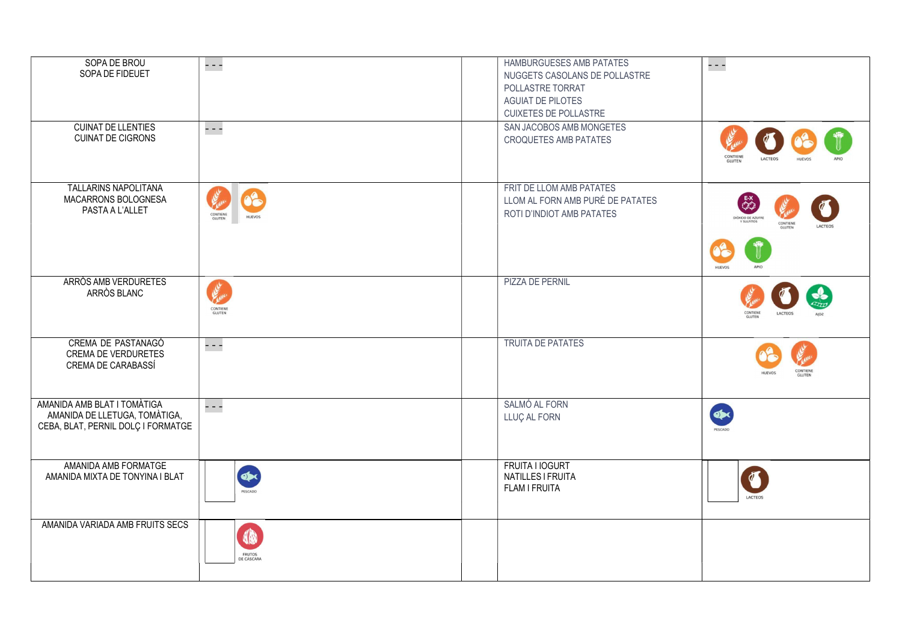| | | | | |
|---|---|---|---|---|
| SOPA DE BROU<br>SOPA DE FIDEUET | - - - | | HAMBURGUESES AMB PATATES<br>NUGGETS CASOLANS DE POLLASTRE<br>POLLASTRE TORRAT<br>AGUIAT DE PILOTES<br>CUIXETES DE POLLASTRE | - - - |
| CUINAT DE LLENTIES<br>CUINAT DE CIGRONS | - - - | | SAN JACOBOS AMB MONGETES<br>CROQUETES AMB PATATES | CONTIENE GLUTEN, LACTEOS, HUEVOS, APIO |
| TALLARINS NAPOLITANA<br>MACARRONS BOLOGNESA<br>PASTA A L'ALLET | CONTIENE GLUTEN, HUEVOS | | FRIT DE LLOM AMB PATATES<br>LLOM AL FORN AMB PURÉ DE PATATES<br>ROTI D'INDIOT AMB PATATES | DIÓXIDO DE AZUFRE Y SULFITOS, CONTIENE GLUTEN, LACTEOS, HUEVOS, APIO |
| ARRÒS AMB VERDURETES<br>ARRÒS BLANC | CONTIENE GLUTEN | | PIZZA DE PERNIL | CONTIENE GLUTEN, LACTEOS, AJOZ |
| CREMA DE PASTANAGÓ<br>CREMA DE VERDURETES<br>CREMA DE CARABASSÍ | - - - | | TRUITA DE PATATES | HUEVOS, CONTIENE GLUTEN |
| AMANIDA AMB BLAT I TOMÀTIGA<br>AMANIDA DE LLETUGA, TOMÀTIGA, CEBA, BLAT, PERNIL DOLÇ I FORMATGE | - - - | | SALMÓ AL FORN<br>LLUÇ AL FORN | PESCADO |
| AMANIDA AMB FORMATGE<br>AMANIDA MIXTA DE TONYINA I BLAT | PESCADO | | FRUITA I IOGURT<br>NATILLES I FRUITA<br>FLAM I FRUITA | LACTEOS |
| AMANIDA VARIADA AMB FRUITS SECS | FRUTOS DE CÁSCARA | | | |